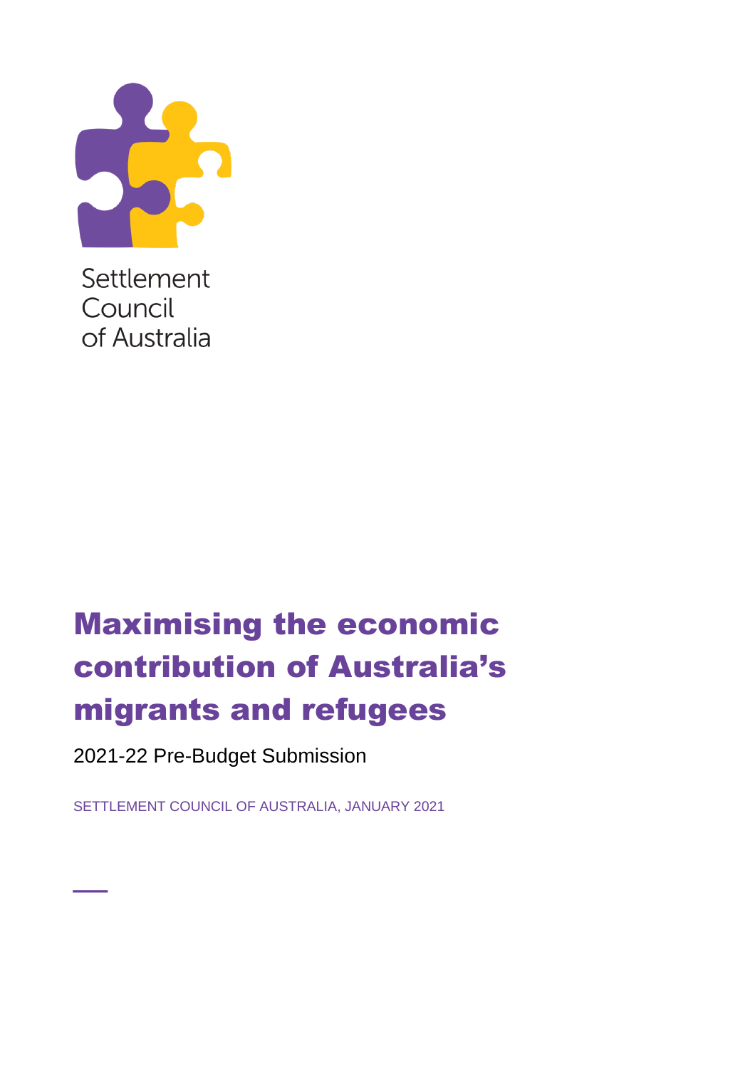Settlement Council of Australia

# Maximising the economic contribution of Australia's migrants and refugees

2021-22 Pre-Budget Submission

SETTLEMENT COUNCIL OF AUSTRALIA, JANUARY 2021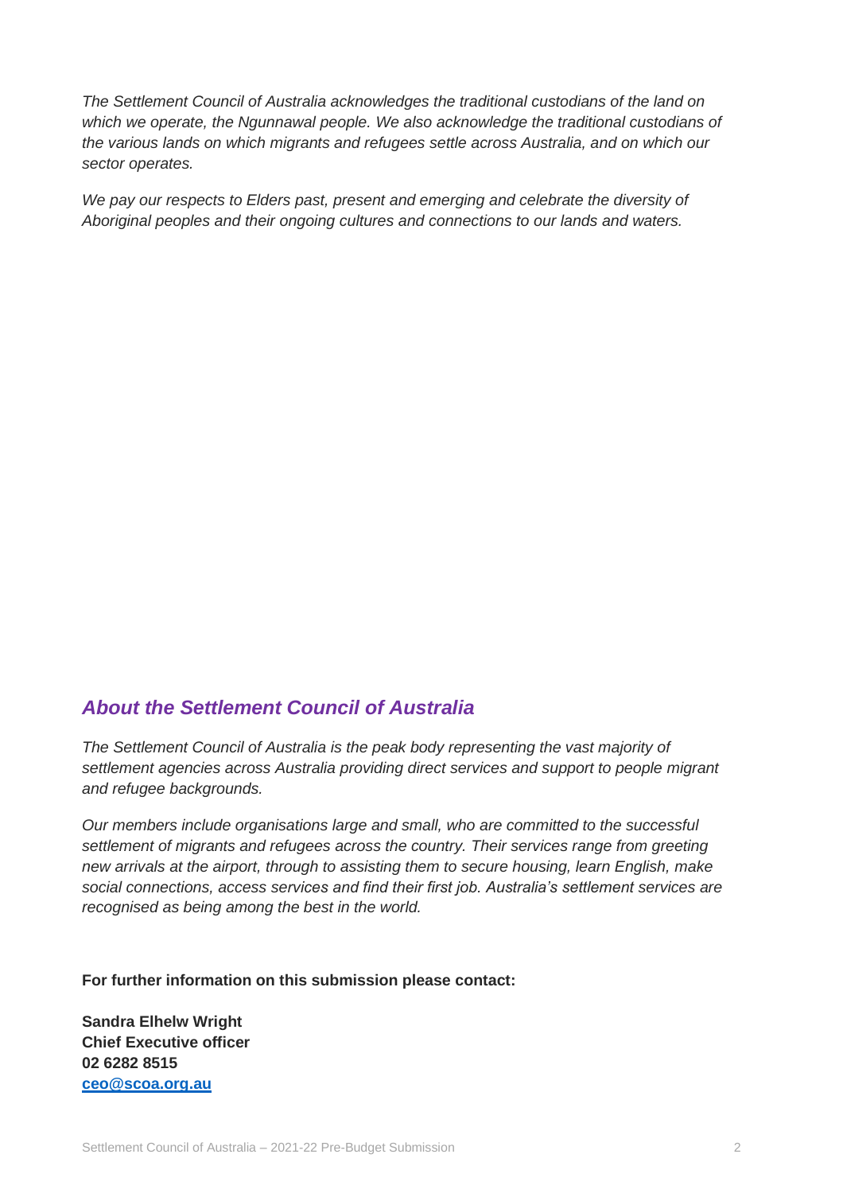*The Settlement Council of Australia acknowledges the traditional custodians of the land on which we operate, the Ngunnawal people. We also acknowledge the traditional custodians of the various lands on which migrants and refugees settle across Australia, and on which our sector operates.*

*We pay our respects to Elders past, present and emerging and celebrate the diversity of Aboriginal peoples and their ongoing cultures and connections to our lands and waters.*

## *About the Settlement Council of Australia*

*The Settlement Council of Australia is the peak body representing the vast majority of settlement agencies across Australia providing direct services and support to people migrant and refugee backgrounds.*

*Our members include organisations large and small, who are committed to the successful settlement of migrants and refugees across the country. Their services range from greeting new arrivals at the airport, through to assisting them to secure housing, learn English, make social connections, access services and find their first job. Australia's settlement services are recognised as being among the best in the world.*

**For further information on this submission please contact:**

**Sandra Elhelw Wright**
**Chief Executive officer**
**02 6282 8515**
**ceo@scoa.org.au**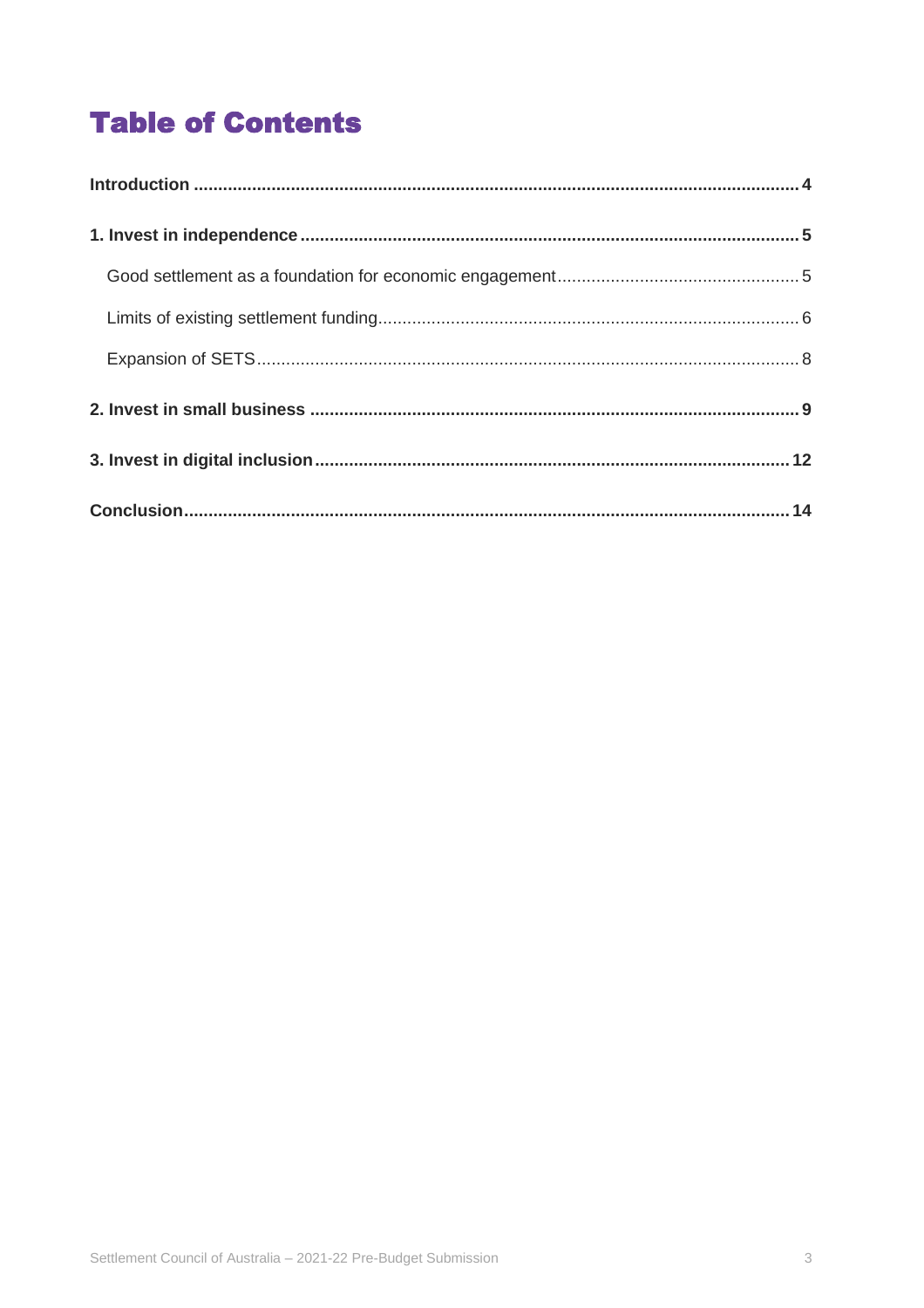# Table of Contents

| | |
|---|---|
| **Introduction** | **4** |
| **1. Invest in independence** | **5** |
| Good settlement as a foundation for economic engagement | 5 |
| Limits of existing settlement funding | 6 |
| Expansion of SETS | 8 |
| **2. Invest in small business** | **9** |
| **3. Invest in digital inclusion** | **12** |
| **Conclusion** | **14** |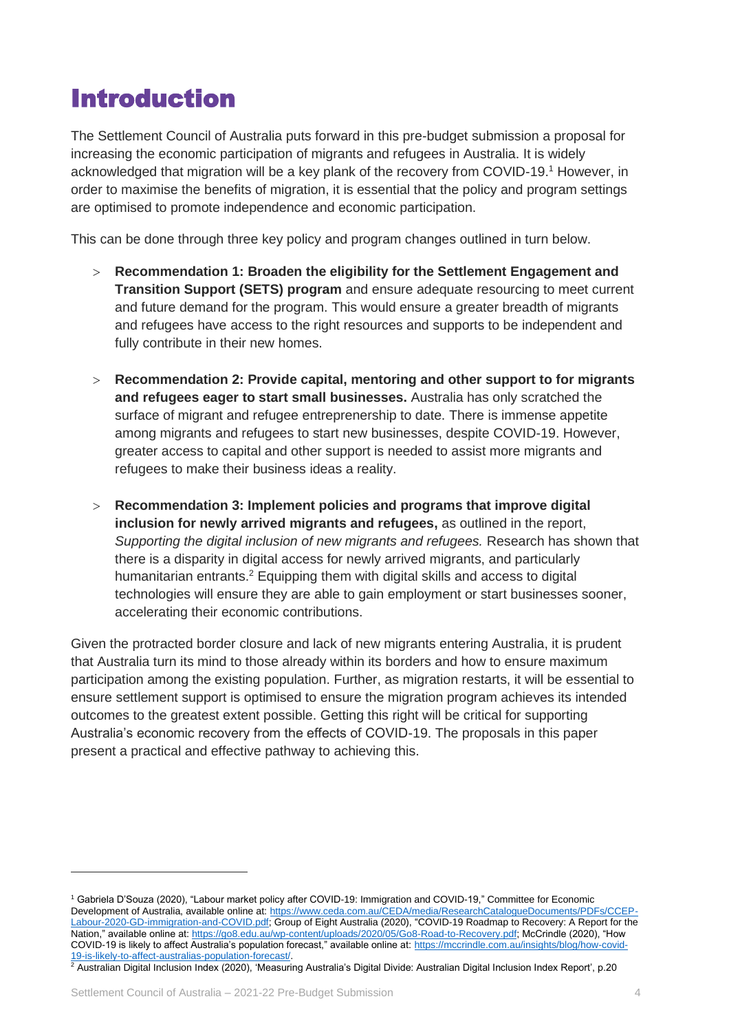# Introduction

The Settlement Council of Australia puts forward in this pre-budget submission a proposal for increasing the economic participation of migrants and refugees in Australia. It is widely acknowledged that migration will be a key plank of the recovery from COVID-19.[1] However, in order to maximise the benefits of migration, it is essential that the policy and program settings are optimised to promote independence and economic participation.

This can be done through three key policy and program changes outlined in turn below.

- **Recommendation 1: Broaden the eligibility for the Settlement Engagement and Transition Support (SETS) program** and ensure adequate resourcing to meet current and future demand for the program. This would ensure a greater breadth of migrants and refugees have access to the right resources and supports to be independent and fully contribute in their new homes.

- **Recommendation 2: Provide capital, mentoring and other support to for migrants and refugees eager to start small businesses.** Australia has only scratched the surface of migrant and refugee entreprenership to date. There is immense appetite among migrants and refugees to start new businesses, despite COVID-19. However, greater access to capital and other support is needed to assist more migrants and refugees to make their business ideas a reality.

- **Recommendation 3: Implement policies and programs that improve digital inclusion for newly arrived migrants and refugees,** as outlined in the report, *Supporting the digital inclusion of new migrants and refugees.* Research has shown that there is a disparity in digital access for newly arrived migrants, and particularly humanitarian entrants.[2] Equipping them with digital skills and access to digital technologies will ensure they are able to gain employment or start businesses sooner, accelerating their economic contributions.

Given the protracted border closure and lack of new migrants entering Australia, it is prudent that Australia turn its mind to those already within its borders and how to ensure maximum participation among the existing population. Further, as migration restarts, it will be essential to ensure settlement support is optimised to ensure the migration program achieves its intended outcomes to the greatest extent possible. Getting this right will be critical for supporting Australia's economic recovery from the effects of COVID-19. The proposals in this paper present a practical and effective pathway to achieving this.

---

[1] Gabriela D'Souza (2020), "Labour market policy after COVID-19: Immigration and COVID-19," Committee for Economic Development of Australia, available online at: https://www.ceda.com.au/CEDA/media/ResearchCatalogueDocuments/PDFs/CCEP-Labour-2020-GD-immigration-and-COVID.pdf; Group of Eight Australia (2020), "COVID-19 Roadmap to Recovery: A Report for the Nation," available online at: https://go8.edu.au/wp-content/uploads/2020/05/Go8-Road-to-Recovery.pdf; McCrindle (2020), "How COVID-19 is likely to affect Australia's population forecast," available online at: https://mccrindle.com.au/insights/blog/how-covid-19-is-likely-to-affect-australias-population-forecast/.

[2] Australian Digital Inclusion Index (2020), 'Measuring Australia's Digital Divide: Australian Digital Inclusion Index Report', p.20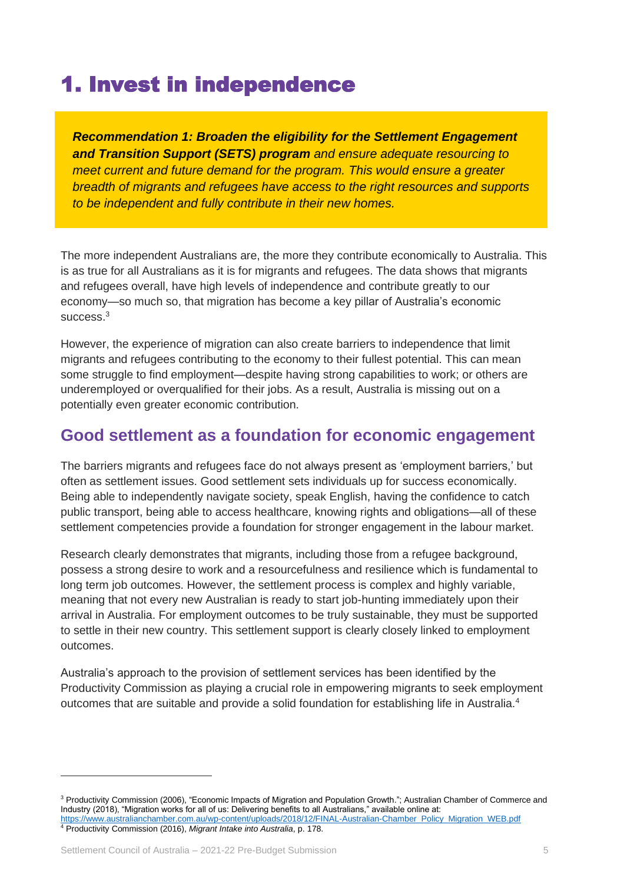# 1. Invest in independence

> ***Recommendation 1: Broaden the eligibility for the Settlement Engagement and Transition Support (SETS) program** and ensure adequate resourcing to meet current and future demand for the program. This would ensure a greater breadth of migrants and refugees have access to the right resources and supports to be independent and fully contribute in their new homes.*

The more independent Australians are, the more they contribute economically to Australia. This is as true for all Australians as it is for migrants and refugees. The data shows that migrants and refugees overall, have high levels of independence and contribute greatly to our economy—so much so, that migration has become a key pillar of Australia's economic success.[3]

However, the experience of migration can also create barriers to independence that limit migrants and refugees contributing to the economy to their fullest potential. This can mean some struggle to find employment—despite having strong capabilities to work; or others are underemployed or overqualified for their jobs. As a result, Australia is missing out on a potentially even greater economic contribution.

## Good settlement as a foundation for economic engagement

The barriers migrants and refugees face do not always present as 'employment barriers,' but often as settlement issues. Good settlement sets individuals up for success economically. Being able to independently navigate society, speak English, having the confidence to catch public transport, being able to access healthcare, knowing rights and obligations—all of these settlement competencies provide a foundation for stronger engagement in the labour market.

Research clearly demonstrates that migrants, including those from a refugee background, possess a strong desire to work and a resourcefulness and resilience which is fundamental to long term job outcomes. However, the settlement process is complex and highly variable, meaning that not every new Australian is ready to start job-hunting immediately upon their arrival in Australia. For employment outcomes to be truly sustainable, they must be supported to settle in their new country. This settlement support is clearly closely linked to employment outcomes.

Australia's approach to the provision of settlement services has been identified by the Productivity Commission as playing a crucial role in empowering migrants to seek employment outcomes that are suitable and provide a solid foundation for establishing life in Australia.[4]

---

[3] Productivity Commission (2006), "Economic Impacts of Migration and Population Growth."; Australian Chamber of Commerce and Industry (2018), "Migration works for all of us: Delivering benefits to all Australians," available online at: https://www.australianchamber.com.au/wp-content/uploads/2018/12/FINAL-Australian-Chamber_Policy_Migration_WEB.pdf

[4] Productivity Commission (2016), *Migrant Intake into Australia*, p. 178.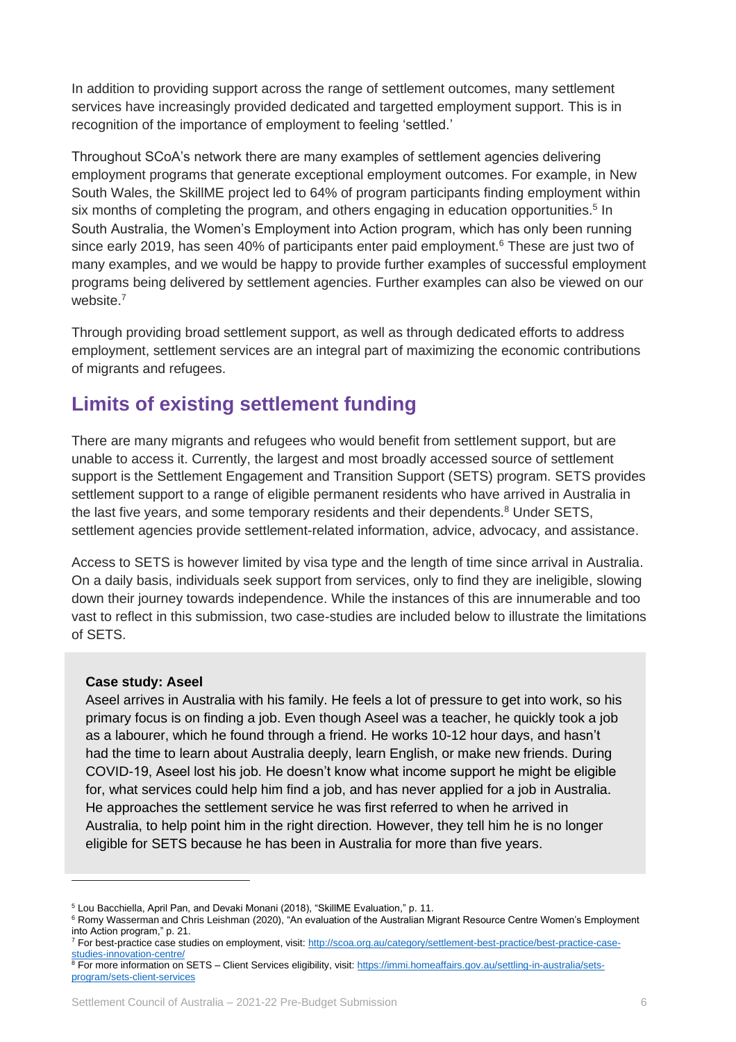In addition to providing support across the range of settlement outcomes, many settlement services have increasingly provided dedicated and targetted employment support. This is in recognition of the importance of employment to feeling 'settled.'

Throughout SCoA's network there are many examples of settlement agencies delivering employment programs that generate exceptional employment outcomes. For example, in New South Wales, the SkillME project led to 64% of program participants finding employment within six months of completing the program, and others engaging in education opportunities.[5] In South Australia, the Women's Employment into Action program, which has only been running since early 2019, has seen 40% of participants enter paid employment.[6] These are just two of many examples, and we would be happy to provide further examples of successful employment programs being delivered by settlement agencies. Further examples can also be viewed on our website.[7]

Through providing broad settlement support, as well as through dedicated efforts to address employment, settlement services are an integral part of maximizing the economic contributions of migrants and refugees.

## Limits of existing settlement funding

There are many migrants and refugees who would benefit from settlement support, but are unable to access it. Currently, the largest and most broadly accessed source of settlement support is the Settlement Engagement and Transition Support (SETS) program. SETS provides settlement support to a range of eligible permanent residents who have arrived in Australia in the last five years, and some temporary residents and their dependents.[8] Under SETS, settlement agencies provide settlement-related information, advice, advocacy, and assistance.

Access to SETS is however limited by visa type and the length of time since arrival in Australia. On a daily basis, individuals seek support from services, only to find they are ineligible, slowing down their journey towards independence. While the instances of this are innumerable and too vast to reflect in this submission, two case-studies are included below to illustrate the limitations of SETS.

**Case study: Aseel**

Aseel arrives in Australia with his family. He feels a lot of pressure to get into work, so his primary focus is on finding a job. Even though Aseel was a teacher, he quickly took a job as a labourer, which he found through a friend. He works 10-12 hour days, and hasn't had the time to learn about Australia deeply, learn English, or make new friends. During COVID-19, Aseel lost his job. He doesn't know what income support he might be eligible for, what services could help him find a job, and has never applied for a job in Australia. He approaches the settlement service he was first referred to when he arrived in Australia, to help point him in the right direction. However, they tell him he is no longer eligible for SETS because he has been in Australia for more than five years.

---

[5] Lou Bacchiella, April Pan, and Devaki Monani (2018), "SkillME Evaluation," p. 11.

[6] Romy Wasserman and Chris Leishman (2020), "An evaluation of the Australian Migrant Resource Centre Women's Employment into Action program," p. 21.

[7] For best-practice case studies on employment, visit: http://scoa.org.au/category/settlement-best-practice/best-practice-case-studies-innovation-centre/

[8] For more information on SETS – Client Services eligibility, visit: https://immi.homeaffairs.gov.au/settling-in-australia/sets-program/sets-client-services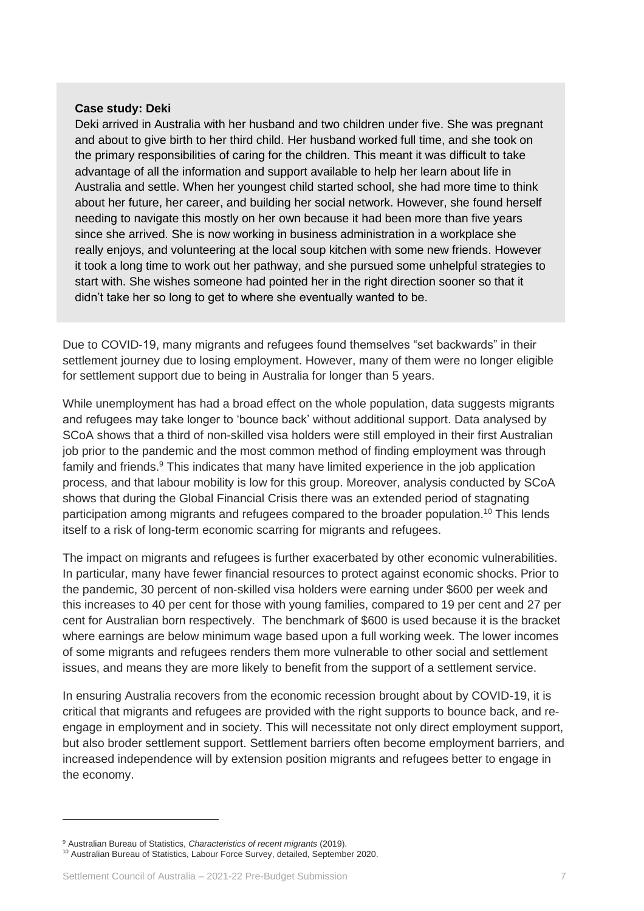**Case study: Deki**

Deki arrived in Australia with her husband and two children under five. She was pregnant and about to give birth to her third child. Her husband worked full time, and she took on the primary responsibilities of caring for the children. This meant it was difficult to take advantage of all the information and support available to help her learn about life in Australia and settle. When her youngest child started school, she had more time to think about her future, her career, and building her social network. However, she found herself needing to navigate this mostly on her own because it had been more than five years since she arrived. She is now working in business administration in a workplace she really enjoys, and volunteering at the local soup kitchen with some new friends. However it took a long time to work out her pathway, and she pursued some unhelpful strategies to start with. She wishes someone had pointed her in the right direction sooner so that it didn't take her so long to get to where she eventually wanted to be.

Due to COVID-19, many migrants and refugees found themselves "set backwards" in their settlement journey due to losing employment. However, many of them were no longer eligible for settlement support due to being in Australia for longer than 5 years.

While unemployment has had a broad effect on the whole population, data suggests migrants and refugees may take longer to 'bounce back' without additional support. Data analysed by SCoA shows that a third of non-skilled visa holders were still employed in their first Australian job prior to the pandemic and the most common method of finding employment was through family and friends.[9] This indicates that many have limited experience in the job application process, and that labour mobility is low for this group. Moreover, analysis conducted by SCoA shows that during the Global Financial Crisis there was an extended period of stagnating participation among migrants and refugees compared to the broader population.[10] This lends itself to a risk of long-term economic scarring for migrants and refugees.

The impact on migrants and refugees is further exacerbated by other economic vulnerabilities. In particular, many have fewer financial resources to protect against economic shocks. Prior to the pandemic, 30 percent of non-skilled visa holders were earning under $600 per week and this increases to 40 per cent for those with young families, compared to 19 per cent and 27 per cent for Australian born respectively. The benchmark of $600 is used because it is the bracket where earnings are below minimum wage based upon a full working week. The lower incomes of some migrants and refugees renders them more vulnerable to other social and settlement issues, and means they are more likely to benefit from the support of a settlement service.

In ensuring Australia recovers from the economic recession brought about by COVID-19, it is critical that migrants and refugees are provided with the right supports to bounce back, and re-engage in employment and in society. This will necessitate not only direct employment support, but also broder settlement support. Settlement barriers often become employment barriers, and increased independence will by extension position migrants and refugees better to engage in the economy.

---

[9] Australian Bureau of Statistics, *Characteristics of recent migrants* (2019).

[10] Australian Bureau of Statistics, Labour Force Survey, detailed, September 2020.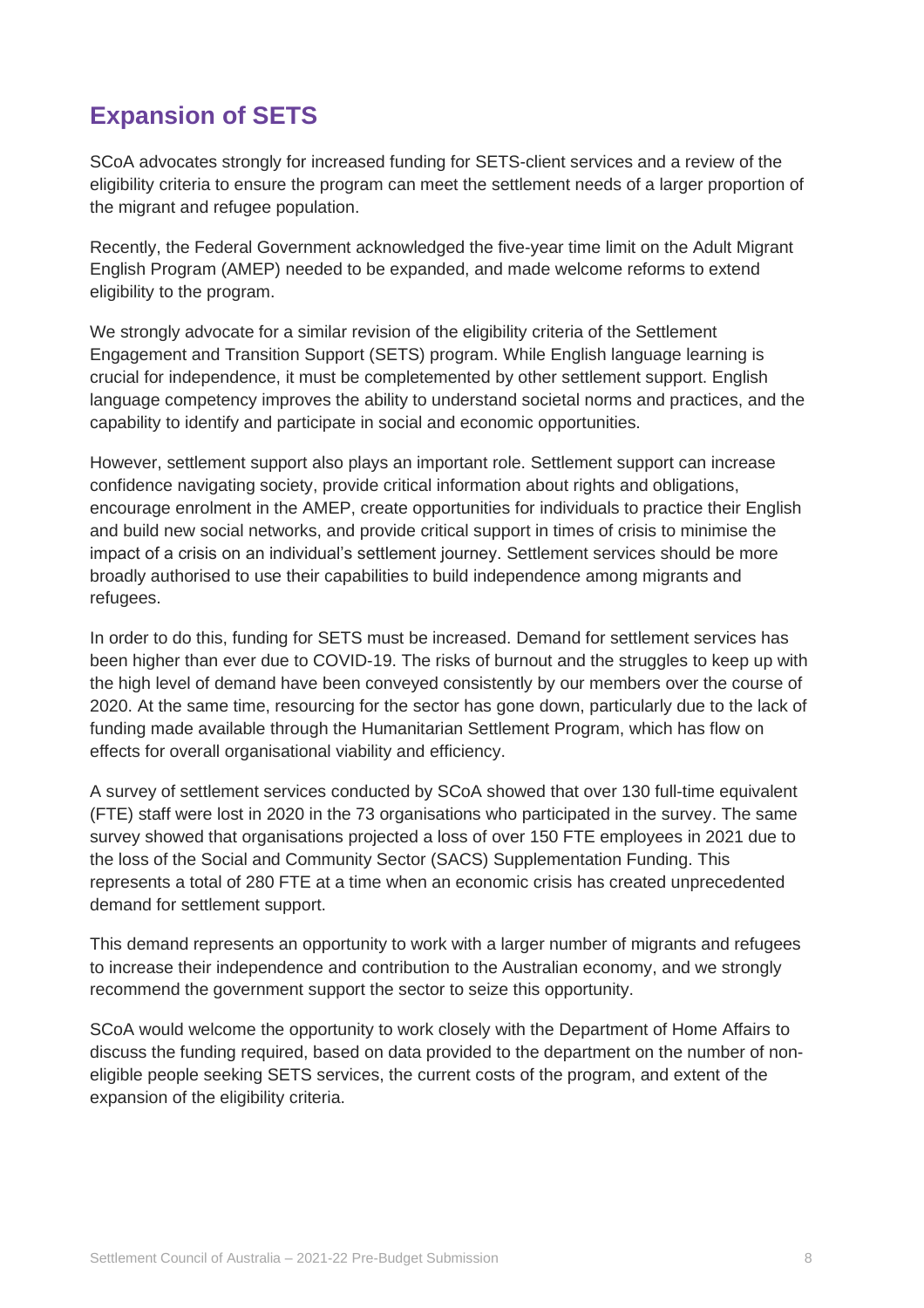## Expansion of SETS

SCoA advocates strongly for increased funding for SETS-client services and a review of the eligibility criteria to ensure the program can meet the settlement needs of a larger proportion of the migrant and refugee population.

Recently, the Federal Government acknowledged the five-year time limit on the Adult Migrant English Program (AMEP) needed to be expanded, and made welcome reforms to extend eligibility to the program.

We strongly advocate for a similar revision of the eligibility criteria of the Settlement Engagement and Transition Support (SETS) program. While English language learning is crucial for independence, it must be completemented by other settlement support. English language competency improves the ability to understand societal norms and practices, and the capability to identify and participate in social and economic opportunities.

However, settlement support also plays an important role. Settlement support can increase confidence navigating society, provide critical information about rights and obligations, encourage enrolment in the AMEP, create opportunities for individuals to practice their English and build new social networks, and provide critical support in times of crisis to minimise the impact of a crisis on an individual's settlement journey. Settlement services should be more broadly authorised to use their capabilities to build independence among migrants and refugees.

In order to do this, funding for SETS must be increased. Demand for settlement services has been higher than ever due to COVID-19. The risks of burnout and the struggles to keep up with the high level of demand have been conveyed consistently by our members over the course of 2020. At the same time, resourcing for the sector has gone down, particularly due to the lack of funding made available through the Humanitarian Settlement Program, which has flow on effects for overall organisational viability and efficiency.

A survey of settlement services conducted by SCoA showed that over 130 full-time equivalent (FTE) staff were lost in 2020 in the 73 organisations who participated in the survey. The same survey showed that organisations projected a loss of over 150 FTE employees in 2021 due to the loss of the Social and Community Sector (SACS) Supplementation Funding. This represents a total of 280 FTE at a time when an economic crisis has created unprecedented demand for settlement support.

This demand represents an opportunity to work with a larger number of migrants and refugees to increase their independence and contribution to the Australian economy, and we strongly recommend the government support the sector to seize this opportunity.

SCoA would welcome the opportunity to work closely with the Department of Home Affairs to discuss the funding required, based on data provided to the department on the number of non-eligible people seeking SETS services, the current costs of the program, and extent of the expansion of the eligibility criteria.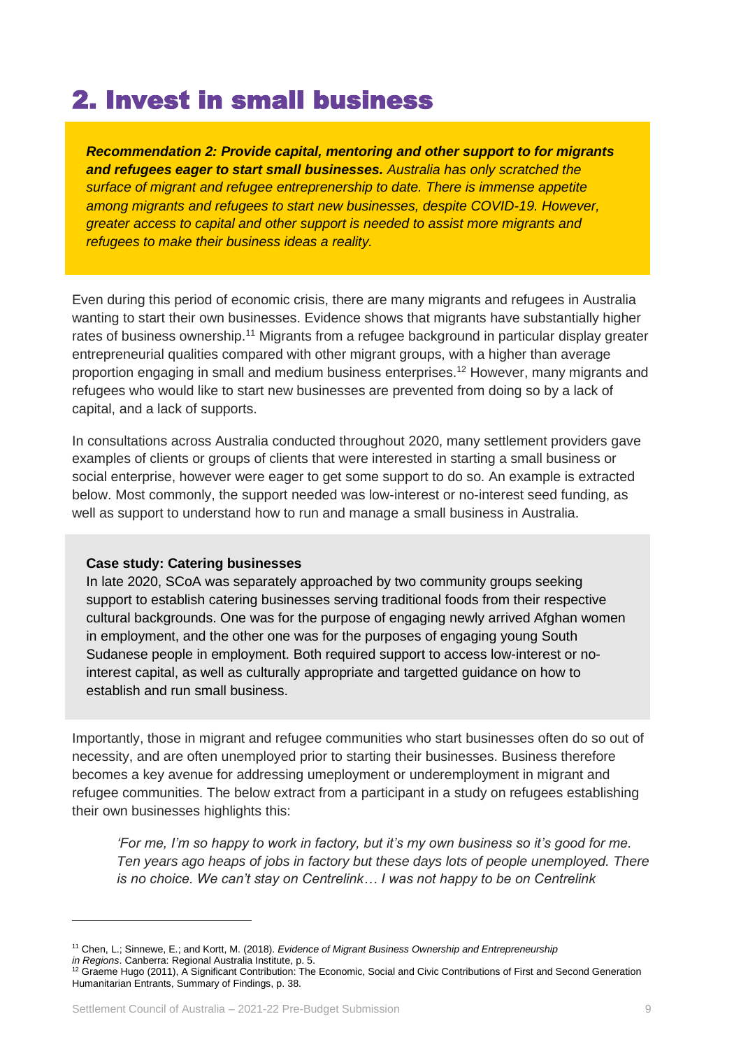# 2. Invest in small business

***Recommendation 2: Provide capital, mentoring and other support to for migrants and refugees eager to start small businesses.*** *Australia has only scratched the surface of migrant and refugee entreprenership to date. There is immense appetite among migrants and refugees to start new businesses, despite COVID-19. However, greater access to capital and other support is needed to assist more migrants and refugees to make their business ideas a reality.*

Even during this period of economic crisis, there are many migrants and refugees in Australia wanting to start their own businesses. Evidence shows that migrants have substantially higher rates of business ownership.[11] Migrants from a refugee background in particular display greater entrepreneurial qualities compared with other migrant groups, with a higher than average proportion engaging in small and medium business enterprises.[12] However, many migrants and refugees who would like to start new businesses are prevented from doing so by a lack of capital, and a lack of supports.

In consultations across Australia conducted throughout 2020, many settlement providers gave examples of clients or groups of clients that were interested in starting a small business or social enterprise, however were eager to get some support to do so. An example is extracted below. Most commonly, the support needed was low-interest or no-interest seed funding, as well as support to understand how to run and manage a small business in Australia.

**Case study: Catering businesses**

In late 2020, SCoA was separately approached by two community groups seeking support to establish catering businesses serving traditional foods from their respective cultural backgrounds. One was for the purpose of engaging newly arrived Afghan women in employment, and the other one was for the purposes of engaging young South Sudanese people in employment. Both required support to access low-interest or no-interest capital, as well as culturally appropriate and targetted guidance on how to establish and run small business.

Importantly, those in migrant and refugee communities who start businesses often do so out of necessity, and are often unemployed prior to starting their businesses. Business therefore becomes a key avenue for addressing umeployment or underemployment in migrant and refugee communities. The below extract from a participant in a study on refugees establishing their own businesses highlights this:

> *'For me, I'm so happy to work in factory, but it's my own business so it's good for me. Ten years ago heaps of jobs in factory but these days lots of people unemployed. There is no choice. We can't stay on Centrelink… I was not happy to be on Centrelink*

---

[11] Chen, L.; Sinnewe, E.; and Kortt, M. (2018). *Evidence of Migrant Business Ownership and Entrepreneurship in Regions*. Canberra: Regional Australia Institute, p. 5.

[12] Graeme Hugo (2011), A Significant Contribution: The Economic, Social and Civic Contributions of First and Second Generation Humanitarian Entrants, Summary of Findings, p. 38.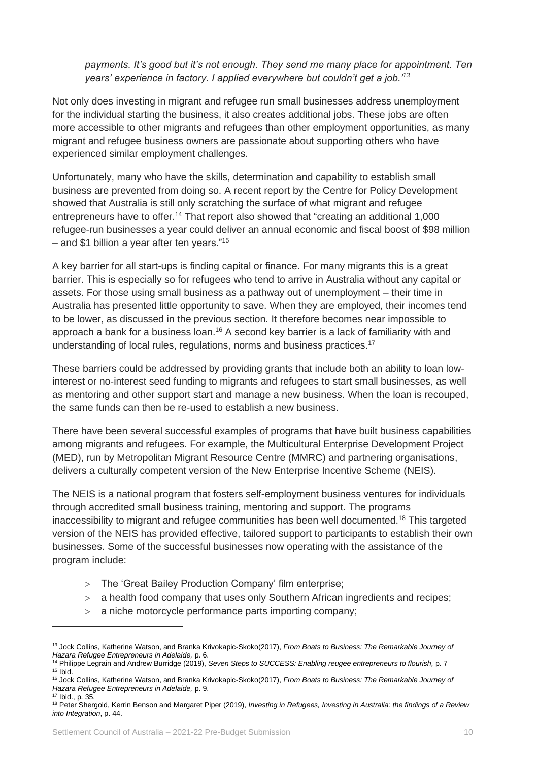*payments. It's good but it's not enough. They send me many place for appointment. Ten years' experience in factory. I applied everywhere but couldn't get a job.'*[13]

Not only does investing in migrant and refugee run small businesses address unemployment for the individual starting the business, it also creates additional jobs. These jobs are often more accessible to other migrants and refugees than other employment opportunities, as many migrant and refugee business owners are passionate about supporting others who have experienced similar employment challenges.

Unfortunately, many who have the skills, determination and capability to establish small business are prevented from doing so. A recent report by the Centre for Policy Development showed that Australia is still only scratching the surface of what migrant and refugee entrepreneurs have to offer.[14] That report also showed that "creating an additional 1,000 refugee-run businesses a year could deliver an annual economic and fiscal boost of $98 million – and $1 billion a year after ten years."[15]

A key barrier for all start-ups is finding capital or finance. For many migrants this is a great barrier. This is especially so for refugees who tend to arrive in Australia without any capital or assets. For those using small business as a pathway out of unemployment – their time in Australia has presented little opportunity to save. When they are employed, their incomes tend to be lower, as discussed in the previous section. It therefore becomes near impossible to approach a bank for a business loan.[16] A second key barrier is a lack of familiarity with and understanding of local rules, regulations, norms and business practices.[17]

These barriers could be addressed by providing grants that include both an ability to loan low-interest or no-interest seed funding to migrants and refugees to start small businesses, as well as mentoring and other support start and manage a new business. When the loan is recouped, the same funds can then be re-used to establish a new business.

There have been several successful examples of programs that have built business capabilities among migrants and refugees. For example, the Multicultural Enterprise Development Project (MED), run by Metropolitan Migrant Resource Centre (MMRC) and partnering organisations, delivers a culturally competent version of the New Enterprise Incentive Scheme (NEIS).

The NEIS is a national program that fosters self-employment business ventures for individuals through accredited small business training, mentoring and support. The programs inaccessibility to migrant and refugee communities has been well documented.[18] This targeted version of the NEIS has provided effective, tailored support to participants to establish their own businesses. Some of the successful businesses now operating with the assistance of the program include:

- The 'Great Bailey Production Company' film enterprise;
- a health food company that uses only Southern African ingredients and recipes;
- a niche motorcycle performance parts importing company;

---

[13] Jock Collins, Katherine Watson, and Branka Krivokapic-Skoko(2017), *From Boats to Business: The Remarkable Journey of Hazara Refugee Entrepreneurs in Adelaide,* p. 6.

[14] Philippe Legrain and Andrew Burridge (2019), *Seven Steps to SUCCESS: Enabling reugee entrepreneurs to flourish,* p. 7

[15] Ibid.

[16] Jock Collins, Katherine Watson, and Branka Krivokapic-Skoko(2017), *From Boats to Business: The Remarkable Journey of Hazara Refugee Entrepreneurs in Adelaide,* p. 9.

[17] Ibid., p. 35.

[18] Peter Shergold, Kerrin Benson and Margaret Piper (2019), *Investing in Refugees, Investing in Australia: the findings of a Review into Integration*, p. 44.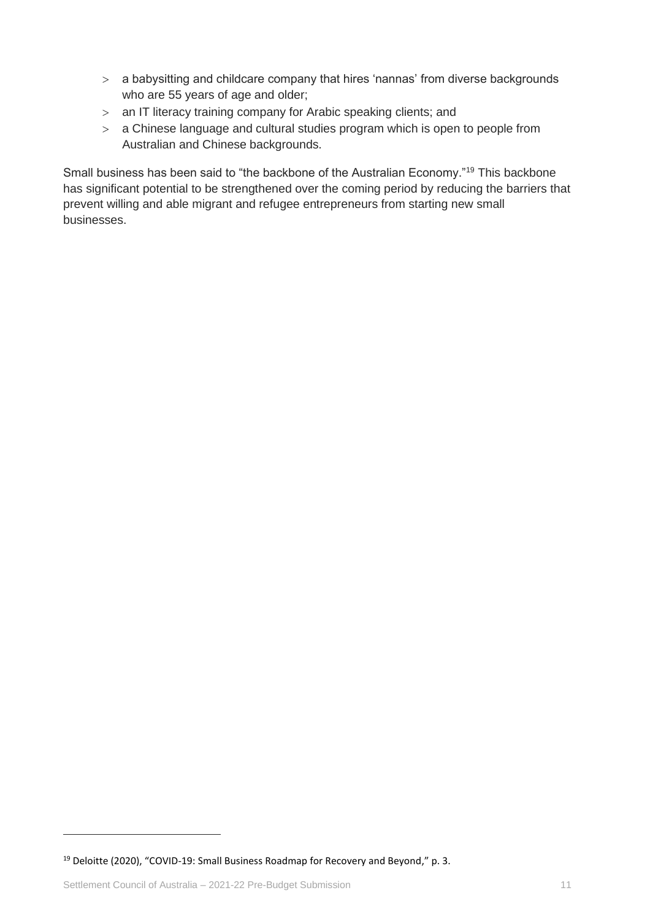- a babysitting and childcare company that hires 'nannas' from diverse backgrounds who are 55 years of age and older;
- an IT literacy training company for Arabic speaking clients; and
- a Chinese language and cultural studies program which is open to people from Australian and Chinese backgrounds.

Small business has been said to "the backbone of the Australian Economy."[19] This backbone has significant potential to be strengthened over the coming period by reducing the barriers that prevent willing and able migrant and refugee entrepreneurs from starting new small businesses.

[19] Deloitte (2020), "COVID-19: Small Business Roadmap for Recovery and Beyond," p. 3.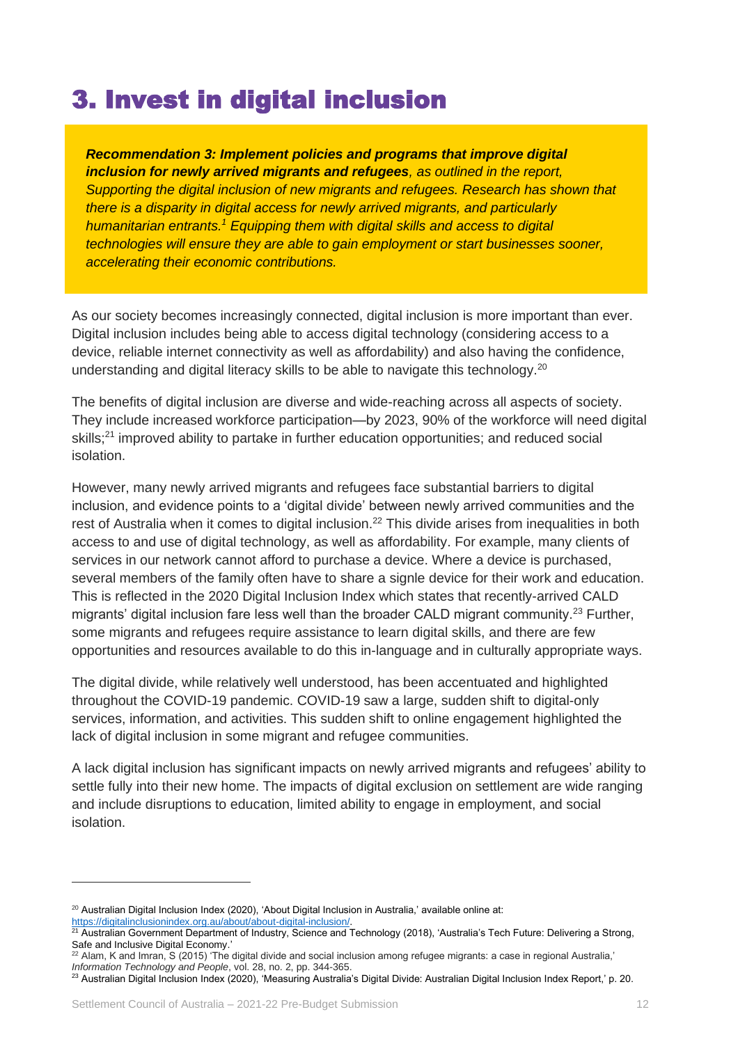# 3. Invest in digital inclusion

> ***Recommendation 3: Implement policies and programs that improve digital inclusion for newly arrived migrants and refugees****, as outlined in the report, Supporting the digital inclusion of new migrants and refugees. Research has shown that there is a disparity in digital access for newly arrived migrants, and particularly humanitarian entrants.[1] Equipping them with digital skills and access to digital technologies will ensure they are able to gain employment or start businesses sooner, accelerating their economic contributions.*

As our society becomes increasingly connected, digital inclusion is more important than ever. Digital inclusion includes being able to access digital technology (considering access to a device, reliable internet connectivity as well as affordability) and also having the confidence, understanding and digital literacy skills to be able to navigate this technology.[20]

The benefits of digital inclusion are diverse and wide-reaching across all aspects of society. They include increased workforce participation—by 2023, 90% of the workforce will need digital skills;[21] improved ability to partake in further education opportunities; and reduced social isolation.

However, many newly arrived migrants and refugees face substantial barriers to digital inclusion, and evidence points to a 'digital divide' between newly arrived communities and the rest of Australia when it comes to digital inclusion.[22] This divide arises from inequalities in both access to and use of digital technology, as well as affordability. For example, many clients of services in our network cannot afford to purchase a device. Where a device is purchased, several members of the family often have to share a signle device for their work and education. This is reflected in the 2020 Digital Inclusion Index which states that recently-arrived CALD migrants' digital inclusion fare less well than the broader CALD migrant community.[23] Further, some migrants and refugees require assistance to learn digital skills, and there are few opportunities and resources available to do this in-language and in culturally appropriate ways.

The digital divide, while relatively well understood, has been accentuated and highlighted throughout the COVID-19 pandemic. COVID-19 saw a large, sudden shift to digital-only services, information, and activities. This sudden shift to online engagement highlighted the lack of digital inclusion in some migrant and refugee communities.

A lack digital inclusion has significant impacts on newly arrived migrants and refugees' ability to settle fully into their new home. The impacts of digital exclusion on settlement are wide ranging and include disruptions to education, limited ability to engage in employment, and social isolation.

---

[20] Australian Digital Inclusion Index (2020), 'About Digital Inclusion in Australia,' available online at: https://digitalinclusionindex.org.au/about/about-digital-inclusion/.

[21] Australian Government Department of Industry, Science and Technology (2018), 'Australia's Tech Future: Delivering a Strong, Safe and Inclusive Digital Economy.'

[22] Alam, K and Imran, S (2015) 'The digital divide and social inclusion among refugee migrants: a case in regional Australia,' *Information Technology and People*, vol. 28, no. 2, pp. 344-365.

[23] Australian Digital Inclusion Index (2020), 'Measuring Australia's Digital Divide: Australian Digital Inclusion Index Report,' p. 20.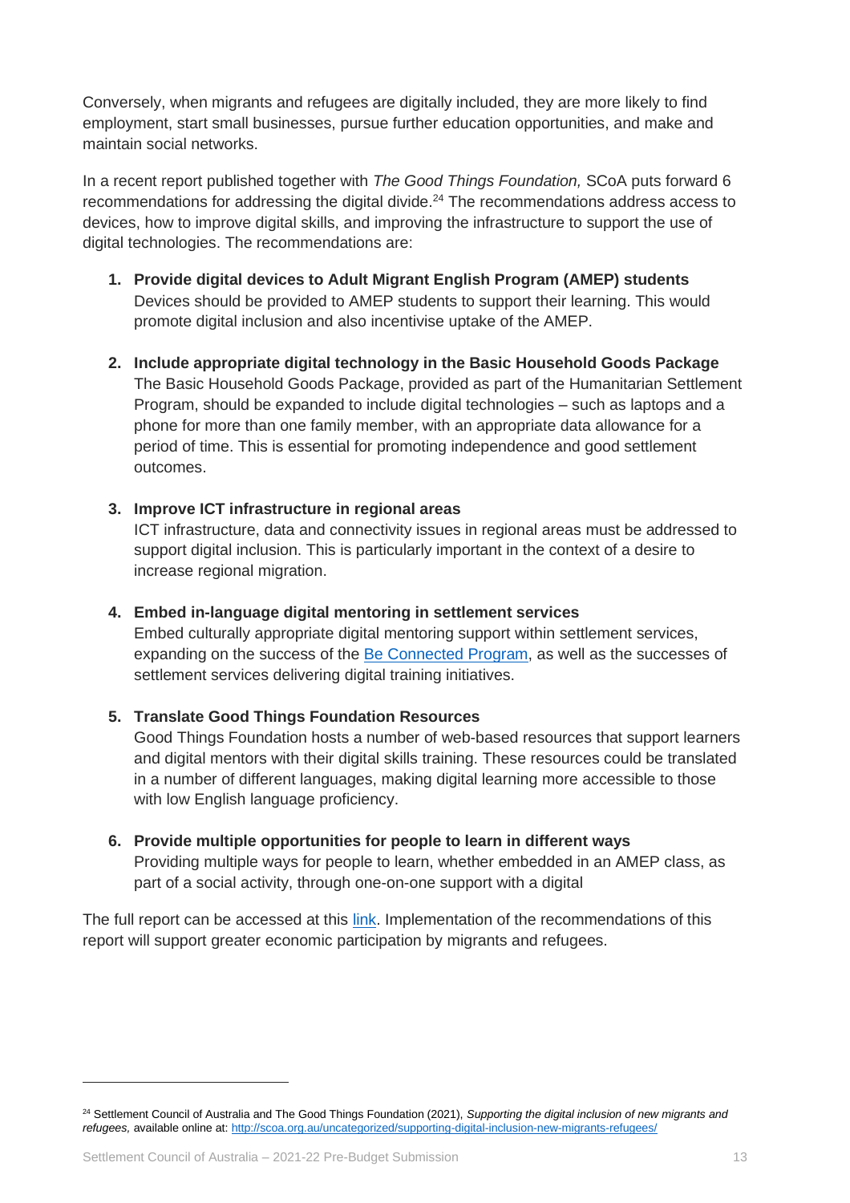Conversely, when migrants and refugees are digitally included, they are more likely to find employment, start small businesses, pursue further education opportunities, and make and maintain social networks.

In a recent report published together with *The Good Things Foundation,* SCoA puts forward 6 recommendations for addressing the digital divide.[24] The recommendations address access to devices, how to improve digital skills, and improving the infrastructure to support the use of digital technologies. The recommendations are:

1. **Provide digital devices to Adult Migrant English Program (AMEP) students**
   Devices should be provided to AMEP students to support their learning. This would promote digital inclusion and also incentivise uptake of the AMEP.

2. **Include appropriate digital technology in the Basic Household Goods Package**
   The Basic Household Goods Package, provided as part of the Humanitarian Settlement Program, should be expanded to include digital technologies – such as laptops and a phone for more than one family member, with an appropriate data allowance for a period of time. This is essential for promoting independence and good settlement outcomes.

3. **Improve ICT infrastructure in regional areas**
   ICT infrastructure, data and connectivity issues in regional areas must be addressed to support digital inclusion. This is particularly important in the context of a desire to increase regional migration.

4. **Embed in-language digital mentoring in settlement services**
   Embed culturally appropriate digital mentoring support within settlement services, expanding on the success of the Be Connected Program, as well as the successes of settlement services delivering digital training initiatives.

5. **Translate Good Things Foundation Resources**
   Good Things Foundation hosts a number of web-based resources that support learners and digital mentors with their digital skills training. These resources could be translated in a number of different languages, making digital learning more accessible to those with low English language proficiency.

6. **Provide multiple opportunities for people to learn in different ways**
   Providing multiple ways for people to learn, whether embedded in an AMEP class, as part of a social activity, through one-on-one support with a digital

The full report can be accessed at this link. Implementation of the recommendations of this report will support greater economic participation by migrants and refugees.

---

[24] Settlement Council of Australia and The Good Things Foundation (2021), *Supporting the digital inclusion of new migrants and refugees,* available online at: http://scoa.org.au/uncategorized/supporting-digital-inclusion-new-migrants-refugees/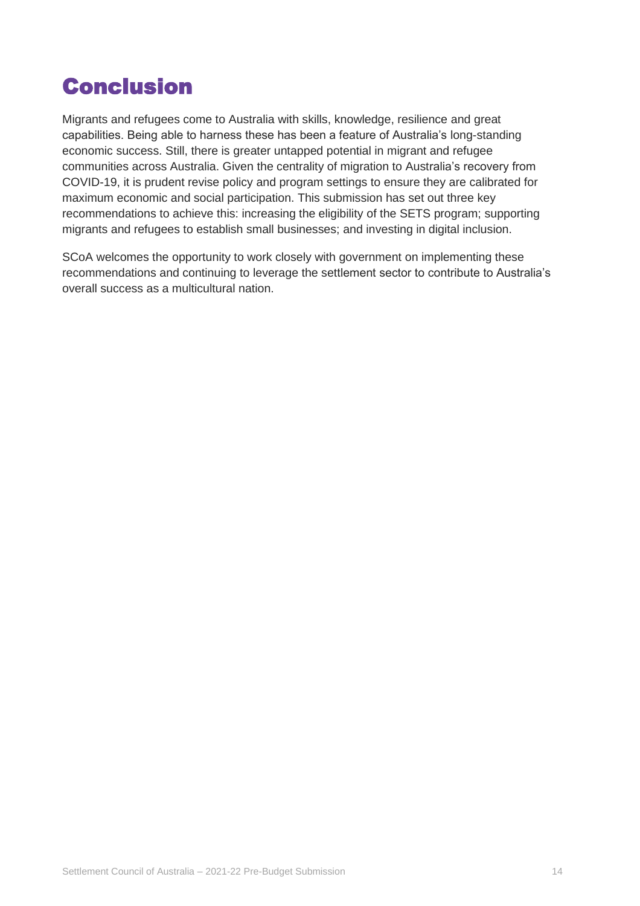# Conclusion

Migrants and refugees come to Australia with skills, knowledge, resilience and great capabilities. Being able to harness these has been a feature of Australia's long-standing economic success. Still, there is greater untapped potential in migrant and refugee communities across Australia. Given the centrality of migration to Australia's recovery from COVID-19, it is prudent revise policy and program settings to ensure they are calibrated for maximum economic and social participation. This submission has set out three key recommendations to achieve this: increasing the eligibility of the SETS program; supporting migrants and refugees to establish small businesses; and investing in digital inclusion.

SCoA welcomes the opportunity to work closely with government on implementing these recommendations and continuing to leverage the settlement sector to contribute to Australia's overall success as a multicultural nation.